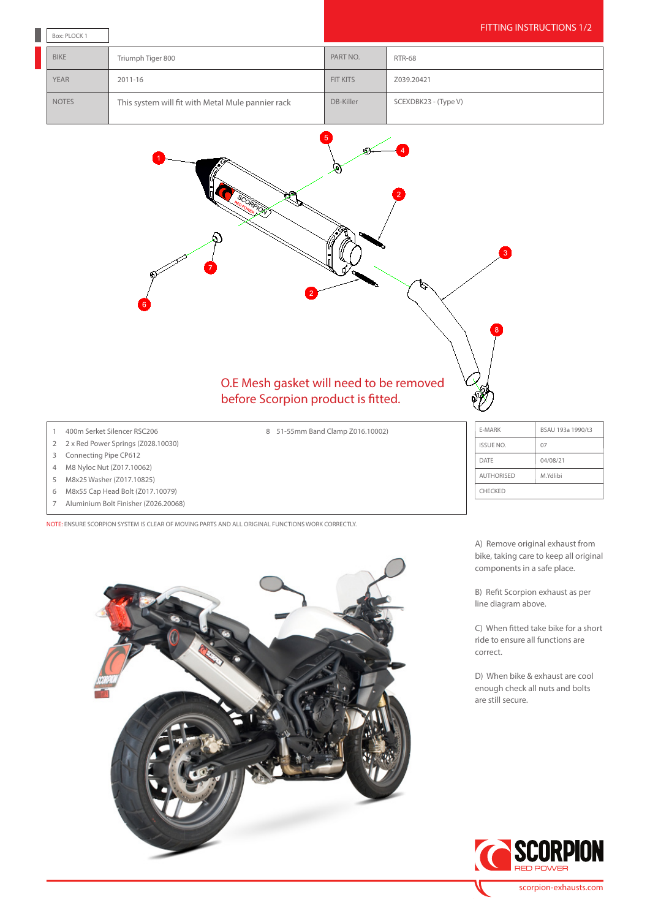# FITTING INSTRUCTIONS 1/2

Box: PLOCK 1

| BIKE | Triumph Tiger 800 | PART NO. | RTR-68 |
|---|---|---|---|
| YEAR | 2011-16 | FIT KITS | Z039.20421 |
| NOTES | This system will fit with Metal Mule pannier rack | DB-Killer | SCEXDBK23 - (Type V) |

O.E Mesh gasket will need to be removed before Scorpion product is fitted.

1. 400m Serket Silencer RSC206
2. 2 x Red Power Springs (Z028.10030)
3. Connecting Pipe CP612
4. M8 Nyloc Nut (Z017.10062)
5. M8x25 Washer (Z017.10825)
6. M8x55 Cap Head Bolt (Z017.10079)
7. Aluminium Bolt Finisher (Z026.20068)
8. 51-55mm Band Clamp Z016.10002)

| E-MARK | BSAU 193a 1990/t3 |
|---|---|
| ISSUE NO. | 07 |
| DATE | 04/08/21 |
| AUTHORISED | M.Ydlibi |
| CHECKED | |

NOTE: ENSURE SCORPION SYSTEM IS CLEAR OF MOVING PARTS AND ALL ORIGINAL FUNCTIONS WORK CORRECTLY.

A) Remove original exhaust from bike, taking care to keep all original components in a safe place.

B) Refit Scorpion exhaust as per line diagram above.

C) When fitted take bike for a short ride to ensure all functions are correct.

D) When bike & exhaust are cool enough check all nuts and bolts are still secure.

SCORPION RED POWER

scorpion-exhausts.com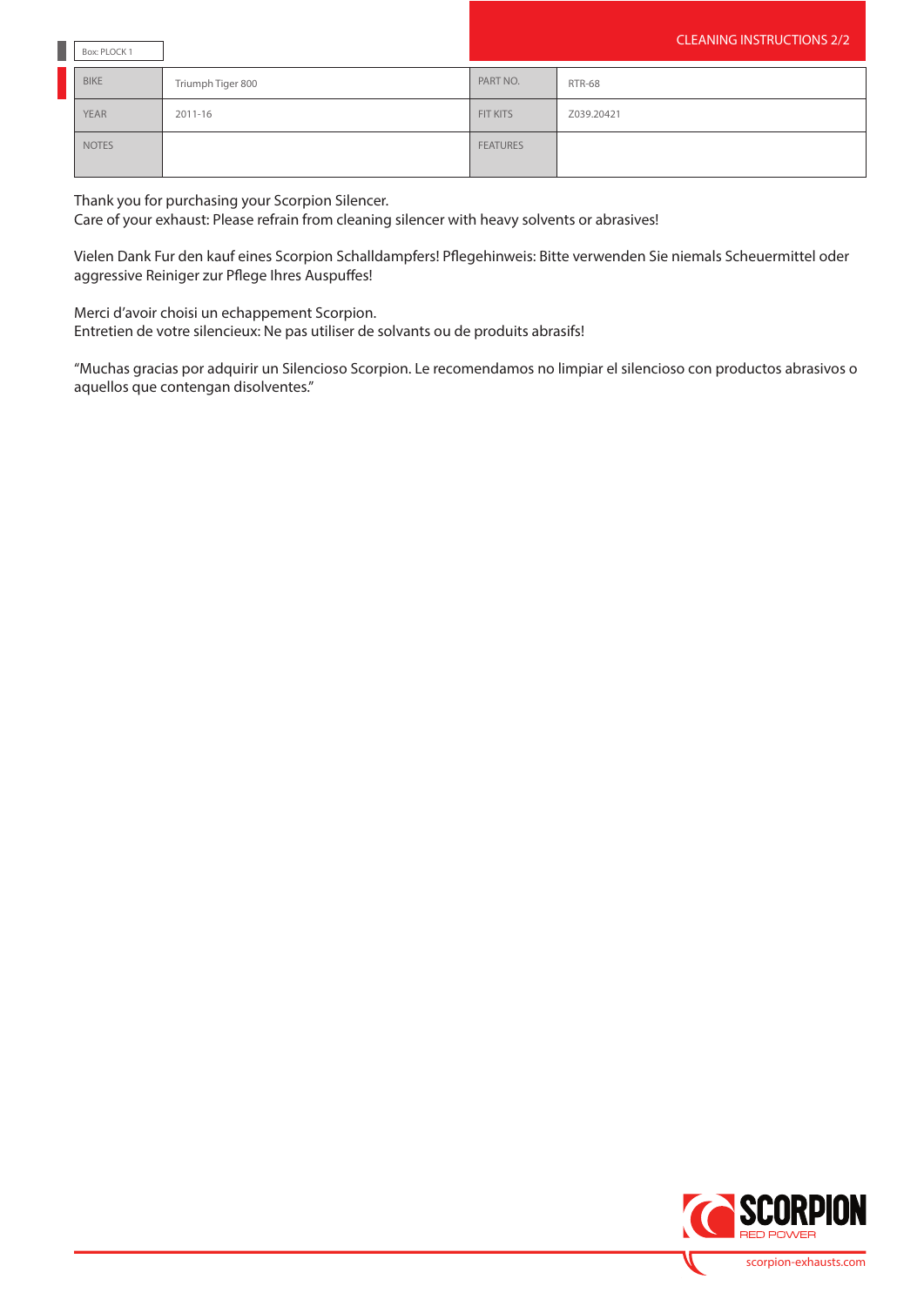Box: PLOCK 1

## CLEANING INSTRUCTIONS 2/2

| | | | |
|---|---|---|---|
| BIKE | Triumph Tiger 800 | PART NO. | RTR-68 |
| YEAR | 2011-16 | FIT KITS | Z039.20421 |
| NOTES | | FEATURES | |

Thank you for purchasing your Scorpion Silencer.
Care of your exhaust: Please refrain from cleaning silencer with heavy solvents or abrasives!

Vielen Dank Fur den kauf eines Scorpion Schalldampfers! Pflegehinweis: Bitte verwenden Sie niemals Scheuermittel oder aggressive Reiniger zur Pflege Ihres Auspuffes!

Merci d'avoir choisi un echappement Scorpion.
Entretien de votre silencieux: Ne pas utiliser de solvants ou de produits abrasifs!

"Muchas gracias por adquirir un Silencioso Scorpion. Le recomendamos no limpiar el silencioso con productos abrasivos o aquellos que contengan disolventes."

SCORPION RED POWER

scorpion-exhausts.com